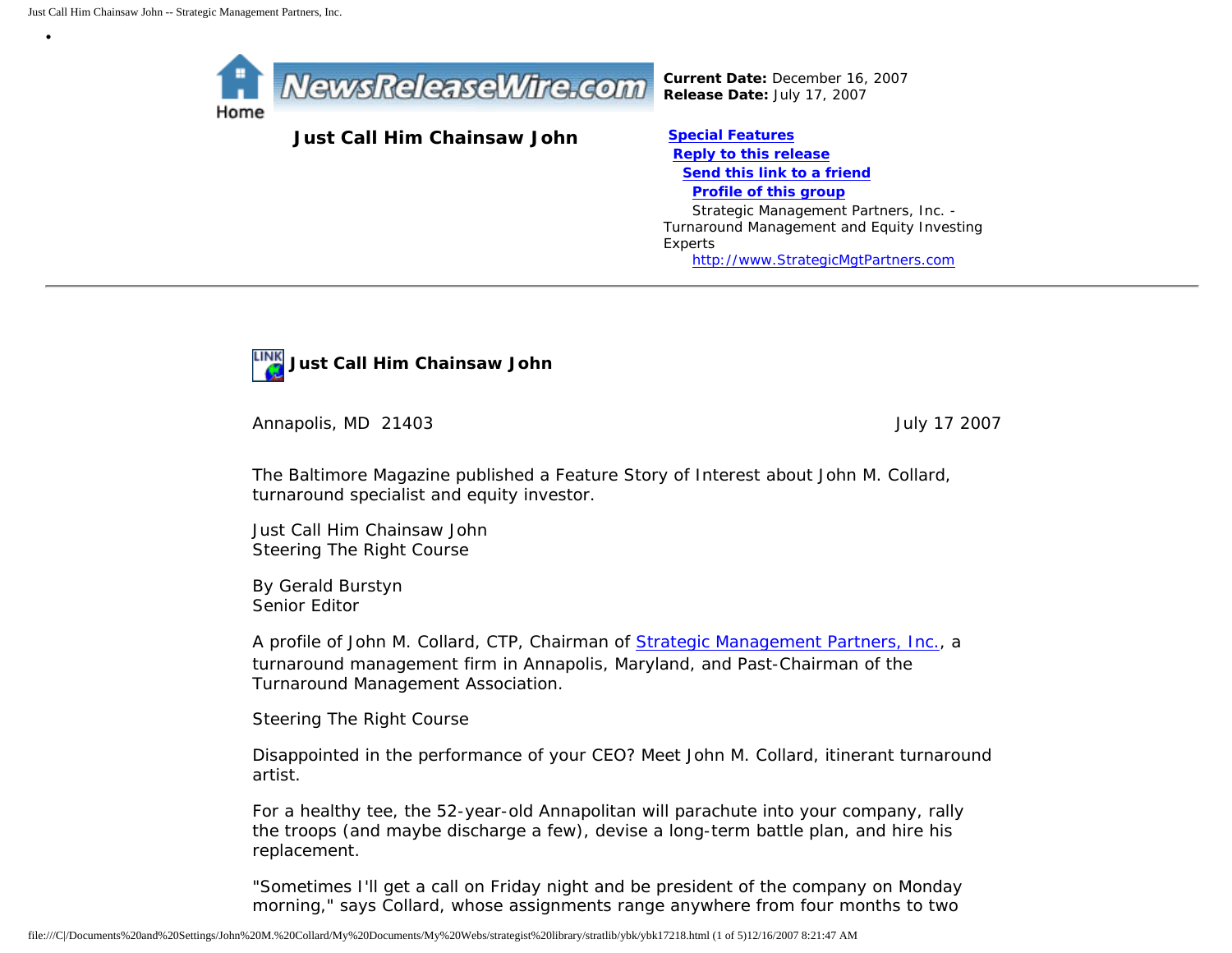Home NewsReleaseWire.com

**Current Date:** December 16, 2007
**Release Date:** July 17, 2007

**Just Call Him Chainsaw John**

**Special Features**
**Reply to this release**
**Send this link to a friend**
**Profile of this group**
Strategic Management Partners, Inc. - Turnaround Management and Equity Investing Experts
http://www.StrategicMgtPartners.com

---

**Just Call Him Chainsaw John**

Annapolis, MD 21403 July 17 2007

The Baltimore Magazine published a Feature Story of Interest about John M. Collard, turnaround specialist and equity investor.

Just Call Him Chainsaw John
Steering The Right Course

By Gerald Burstyn
Senior Editor

A profile of John M. Collard, CTP, Chairman of Strategic Management Partners, Inc., a turnaround management firm in Annapolis, Maryland, and Past-Chairman of the Turnaround Management Association.

Steering The Right Course

Disappointed in the performance of your CEO? Meet John M. Collard, itinerant turnaround artist.

For a healthy tee, the 52-year-old Annapolitan will parachute into your company, rally the troops (and maybe discharge a few), devise a long-term battle plan, and hire his replacement.

"Sometimes I'll get a call on Friday night and be president of the company on Monday morning," says Collard, whose assignments range anywhere from four months to two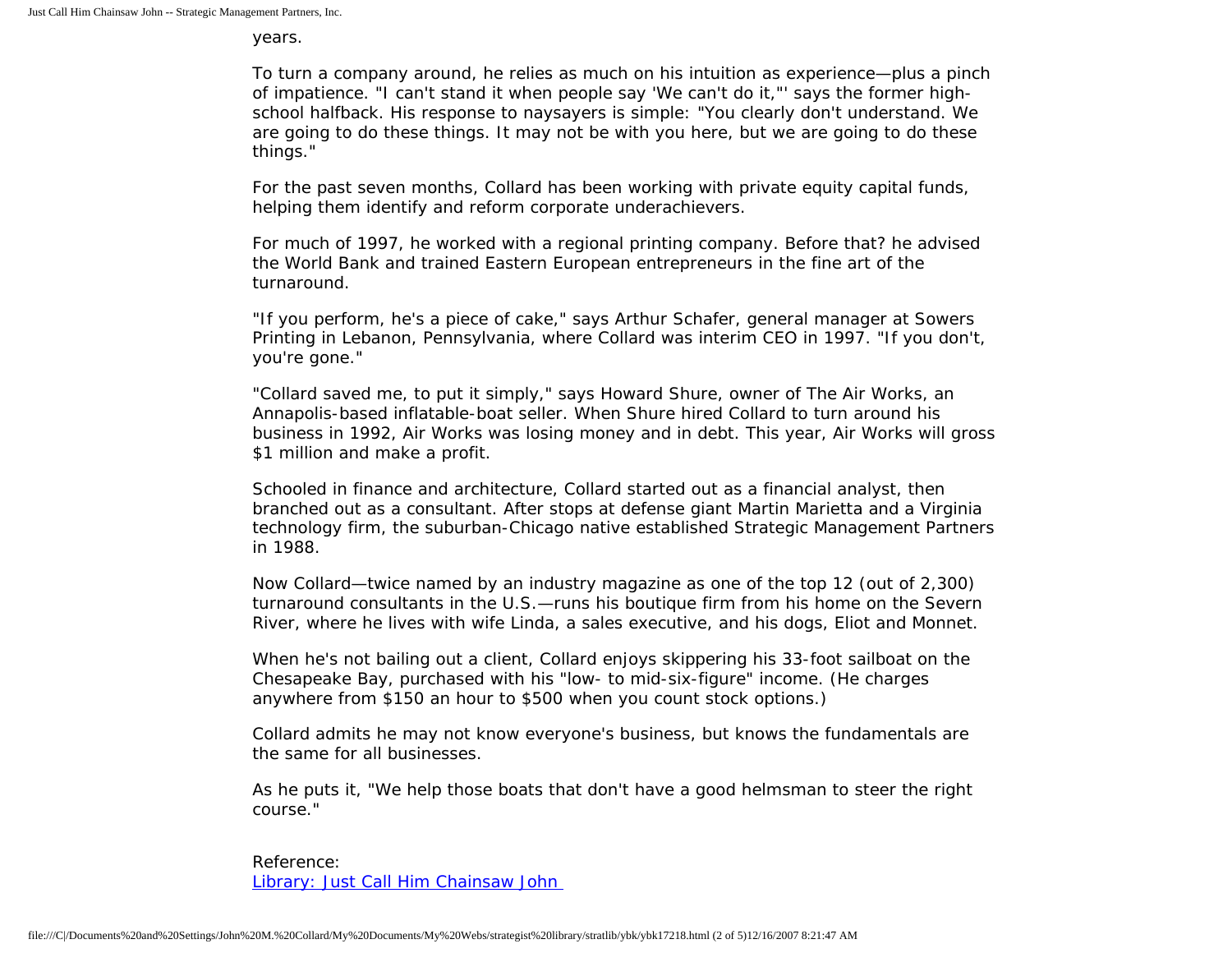years.

To turn a company around, he relies as much on his intuition as experience—plus a pinch of impatience. "I can't stand it when people say 'We can't do it,"' says the former high-school halfback. His response to naysayers is simple: "You clearly don't understand. We are going to do these things. It may not be with you here, but we are going to do these things."

For the past seven months, Collard has been working with private equity capital funds, helping them identify and reform corporate underachievers.

For much of 1997, he worked with a regional printing company. Before that? he advised the World Bank and trained Eastern European entrepreneurs in the fine art of the turnaround.

"If you perform, he's a piece of cake," says Arthur Schafer, general manager at Sowers Printing in Lebanon, Pennsylvania, where Collard was interim CEO in 1997. "If you don't, you're gone."

"Collard saved me, to put it simply," says Howard Shure, owner of The Air Works, an Annapolis-based inflatable-boat seller. When Shure hired Collard to turn around his business in 1992, Air Works was losing money and in debt. This year, Air Works will gross $1 million and make a profit.

Schooled in finance and architecture, Collard started out as a financial analyst, then branched out as a consultant. After stops at defense giant Martin Marietta and a Virginia technology firm, the suburban-Chicago native established Strategic Management Partners in 1988.

Now Collard—twice named by an industry magazine as one of the top 12 (out of 2,300) turnaround consultants in the U.S.—runs his boutique firm from his home on the Severn River, where he lives with wife Linda, a sales executive, and his dogs, Eliot and Monnet.

When he's not bailing out a client, Collard enjoys skippering his 33-foot sailboat on the Chesapeake Bay, purchased with his "low- to mid-six-figure" income. (He charges anywhere from $150 an hour to $500 when you count stock options.)

Collard admits he may not know everyone's business, but knows the fundamentals are the same for all businesses.

As he puts it, "We help those boats that don't have a good helmsman to steer the right course."

Reference:
[Library: Just Call Him Chainsaw John]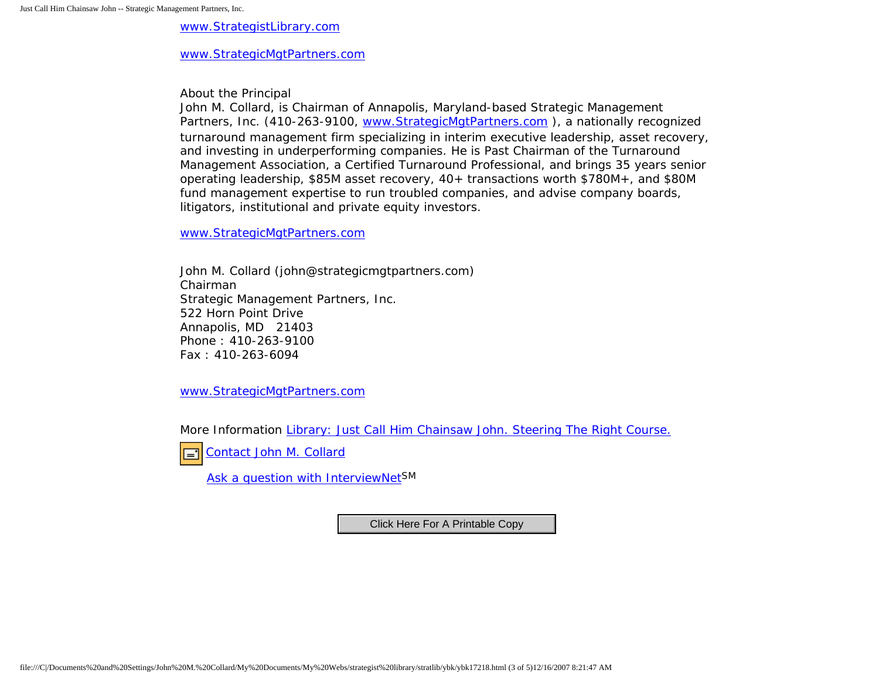www.StrategistLibrary.com

www.StrategicMgtPartners.com

About the Principal
John M. Collard, is Chairman of Annapolis, Maryland-based Strategic Management Partners, Inc. (410-263-9100, www.StrategicMgtPartners.com ), a nationally recognized turnaround management firm specializing in interim executive leadership, asset recovery, and investing in underperforming companies. He is Past Chairman of the Turnaround Management Association, a Certified Turnaround Professional, and brings 35 years senior operating leadership, $85M asset recovery, 40+ transactions worth $780M+, and $80M fund management expertise to run troubled companies, and advise company boards, litigators, institutional and private equity investors.

www.StrategicMgtPartners.com

John M. Collard (john@strategicmgtpartners.com)
Chairman
Strategic Management Partners, Inc.
522 Horn Point Drive
Annapolis, MD 21403
Phone : 410-263-9100
Fax : 410-263-6094

www.StrategicMgtPartners.com

More Information Library: Just Call Him Chainsaw John. Steering The Right Course.

Contact John M. Collard

Ask a question with InterviewNet[SM]

Click Here For A Printable Copy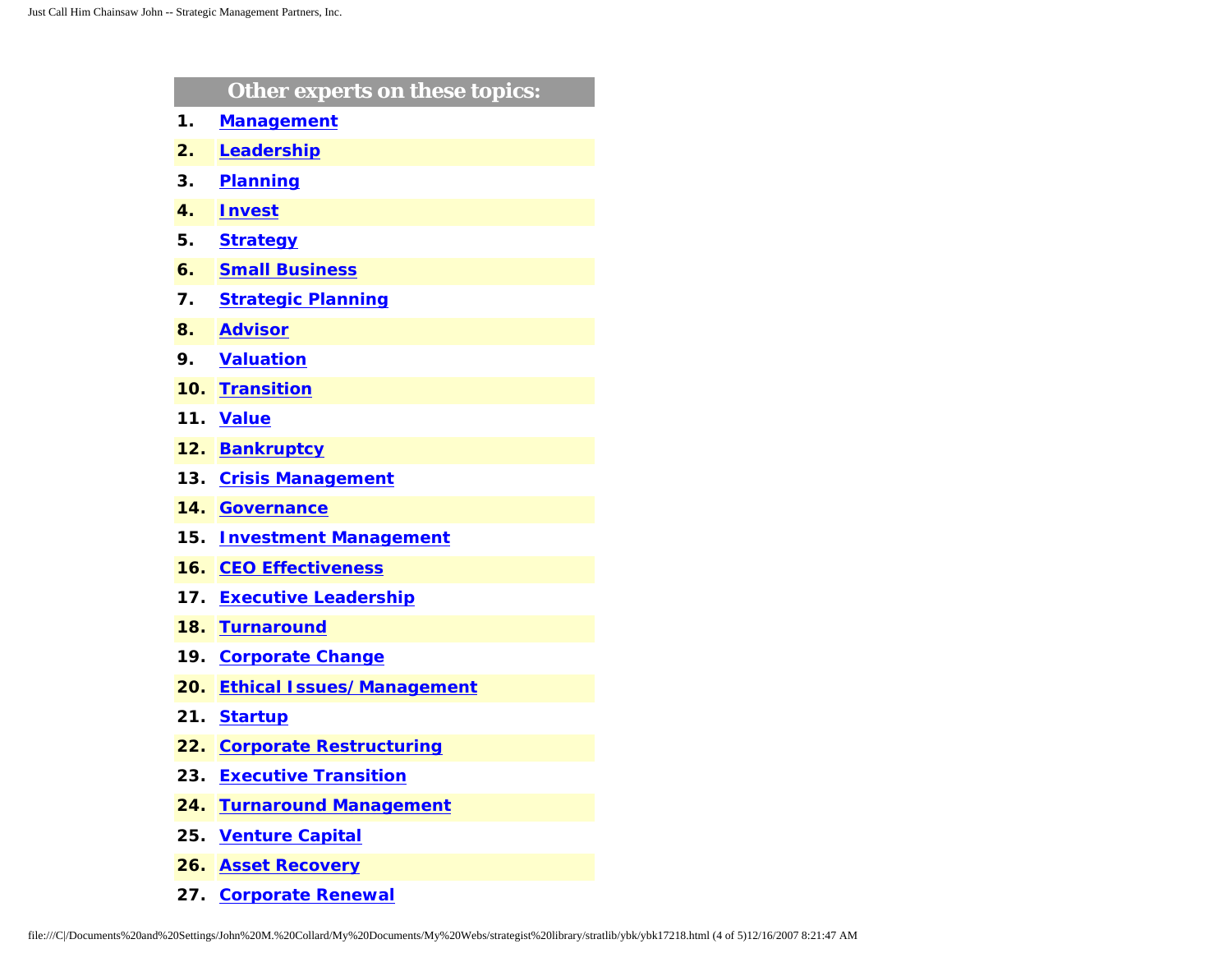## Other experts on these topics:

1. **Management**
2. **Leadership**
3. **Planning**
4. **Invest**
5. **Strategy**
6. **Small Business**
7. **Strategic Planning**
8. **Advisor**
9. **Valuation**
10. **Transition**
11. **Value**
12. **Bankruptcy**
13. **Crisis Management**
14. **Governance**
15. **Investment Management**
16. **CEO Effectiveness**
17. **Executive Leadership**
18. **Turnaround**
19. **Corporate Change**
20. **Ethical Issues/Management**
21. **Startup**
22. **Corporate Restructuring**
23. **Executive Transition**
24. **Turnaround Management**
25. **Venture Capital**
26. **Asset Recovery**
27. **Corporate Renewal**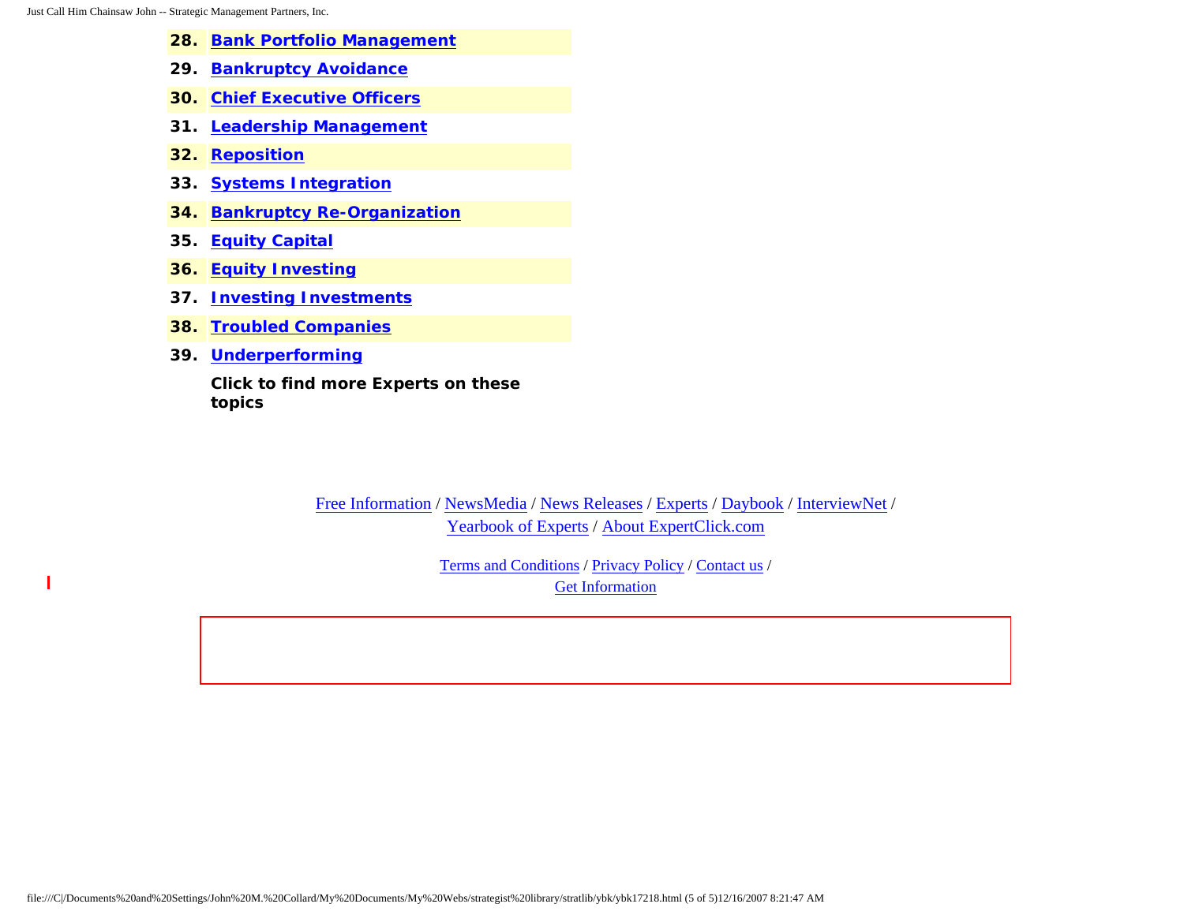28. **Bank Portfolio Management**
29. **Bankruptcy Avoidance**
30. **Chief Executive Officers**
31. **Leadership Management**
32. **Reposition**
33. **Systems Integration**
34. **Bankruptcy Re-Organization**
35. **Equity Capital**
36. **Equity Investing**
37. **Investing Investments**
38. **Troubled Companies**
39. **Underperforming**

**Click to find more Experts on these topics**

Free Information / NewsMedia / News Releases / Experts / Daybook / InterviewNet / Yearbook of Experts / About ExpertClick.com

Terms and Conditions / Privacy Policy / Contact us / Get Information